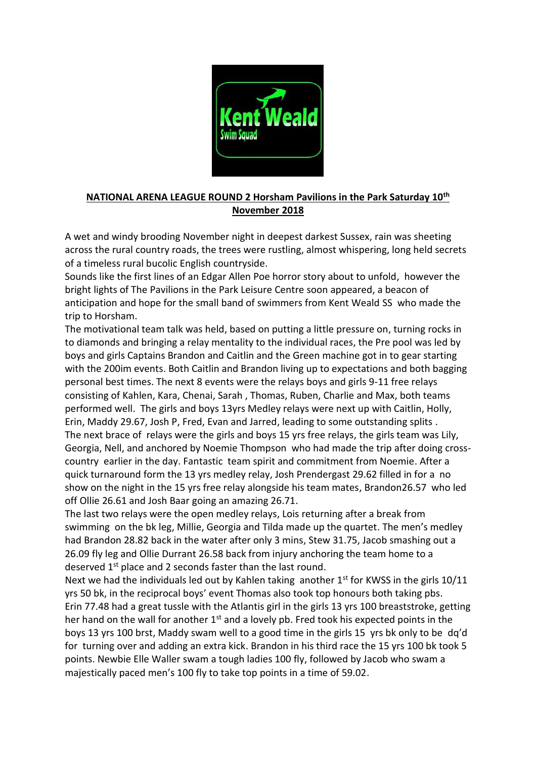**NATIONAL ARENA LEAGUE ROUND 2 Horsham Pavilions in the Park Saturday 10th November 2018**

A wet and windy brooding November night in deepest darkest Sussex, rain was sheeting across the rural country roads, the trees were rustling, almost whispering, long held secrets of a timeless rural bucolic English countryside.
Sounds like the first lines of an Edgar Allen Poe horror story about to unfold, however the bright lights of The Pavilions in the Park Leisure Centre soon appeared, a beacon of anticipation and hope for the small band of swimmers from Kent Weald SS who made the trip to Horsham.
The motivational team talk was held, based on putting a little pressure on, turning rocks in to diamonds and bringing a relay mentality to the individual races, the Pre pool was led by boys and girls Captains Brandon and Caitlin and the Green machine got in to gear starting with the 200im events. Both Caitlin and Brandon living up to expectations and both bagging personal best times. The next 8 events were the relays boys and girls 9-11 free relays consisting of Kahlen, Kara, Chenai, Sarah , Thomas, Ruben, Charlie and Max, both teams performed well. The girls and boys 13yrs Medley relays were next up with Caitlin, Holly, Erin, Maddy 29.67, Josh P, Fred, Evan and Jarred, leading to some outstanding splits .
The next brace of relays were the girls and boys 15 yrs free relays, the girls team was Lily, Georgia, Nell, and anchored by Noemie Thompson who had made the trip after doing cross-country earlier in the day. Fantastic team spirit and commitment from Noemie. After a quick turnaround form the 13 yrs medley relay, Josh Prendergast 29.62 filled in for a no show on the night in the 15 yrs free relay alongside his team mates, Brandon26.57 who led off Ollie 26.61 and Josh Baar going an amazing 26.71.
The last two relays were the open medley relays, Lois returning after a break from swimming on the bk leg, Millie, Georgia and Tilda made up the quartet. The men's medley had Brandon 28.82 back in the water after only 3 mins, Stew 31.75, Jacob smashing out a 26.09 fly leg and Ollie Durrant 26.58 back from injury anchoring the team home to a deserved 1st place and 2 seconds faster than the last round.
Next we had the individuals led out by Kahlen taking another 1st for KWSS in the girls 10/11 yrs 50 bk, in the reciprocal boys' event Thomas also took top honours both taking pbs.
Erin 77.48 had a great tussle with the Atlantis girl in the girls 13 yrs 100 breaststroke, getting her hand on the wall for another 1st and a lovely pb. Fred took his expected points in the boys 13 yrs 100 brst, Maddy swam well to a good time in the girls 15 yrs bk only to be dq'd for turning over and adding an extra kick. Brandon in his third race the 15 yrs 100 bk took 5 points. Newbie Elle Waller swam a tough ladies 100 fly, followed by Jacob who swam a majestically paced men's 100 fly to take top points in a time of 59.02.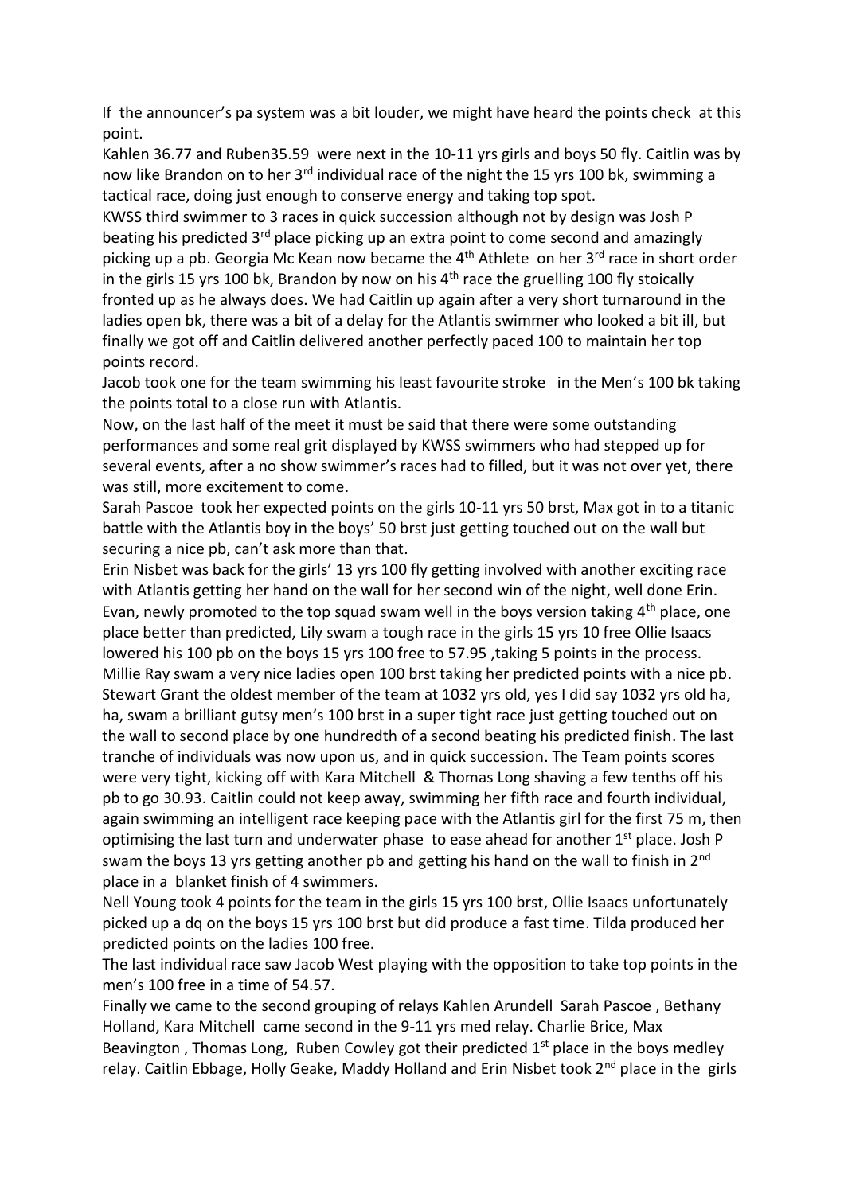If the announcer's pa system was a bit louder, we might have heard the points check at this point.

Kahlen 36.77 and Ruben35.59 were next in the 10-11 yrs girls and boys 50 fly. Caitlin was by now like Brandon on to her 3rd individual race of the night the 15 yrs 100 bk, swimming a tactical race, doing just enough to conserve energy and taking top spot.

KWSS third swimmer to 3 races in quick succession although not by design was Josh P beating his predicted 3rd place picking up an extra point to come second and amazingly picking up a pb. Georgia Mc Kean now became the 4th Athlete on her 3rd race in short order in the girls 15 yrs 100 bk, Brandon by now on his 4th race the gruelling 100 fly stoically fronted up as he always does. We had Caitlin up again after a very short turnaround in the ladies open bk, there was a bit of a delay for the Atlantis swimmer who looked a bit ill, but finally we got off and Caitlin delivered another perfectly paced 100 to maintain her top points record.

Jacob took one for the team swimming his least favourite stroke in the Men's 100 bk taking the points total to a close run with Atlantis.

Now, on the last half of the meet it must be said that there were some outstanding performances and some real grit displayed by KWSS swimmers who had stepped up for several events, after a no show swimmer's races had to filled, but it was not over yet, there was still, more excitement to come.

Sarah Pascoe took her expected points on the girls 10-11 yrs 50 brst, Max got in to a titanic battle with the Atlantis boy in the boys' 50 brst just getting touched out on the wall but securing a nice pb, can't ask more than that.

Erin Nisbet was back for the girls' 13 yrs 100 fly getting involved with another exciting race with Atlantis getting her hand on the wall for her second win of the night, well done Erin. Evan, newly promoted to the top squad swam well in the boys version taking 4th place, one place better than predicted, Lily swam a tough race in the girls 15 yrs 10 free Ollie Isaacs lowered his 100 pb on the boys 15 yrs 100 free to 57.95 ,taking 5 points in the process. Millie Ray swam a very nice ladies open 100 brst taking her predicted points with a nice pb. Stewart Grant the oldest member of the team at 1032 yrs old, yes I did say 1032 yrs old ha, ha, swam a brilliant gutsy men's 100 brst in a super tight race just getting touched out on the wall to second place by one hundredth of a second beating his predicted finish. The last tranche of individuals was now upon us, and in quick succession. The Team points scores were very tight, kicking off with Kara Mitchell & Thomas Long shaving a few tenths off his pb to go 30.93. Caitlin could not keep away, swimming her fifth race and fourth individual, again swimming an intelligent race keeping pace with the Atlantis girl for the first 75 m, then optimising the last turn and underwater phase to ease ahead for another 1st place. Josh P swam the boys 13 yrs getting another pb and getting his hand on the wall to finish in 2nd place in a blanket finish of 4 swimmers.

Nell Young took 4 points for the team in the girls 15 yrs 100 brst, Ollie Isaacs unfortunately picked up a dq on the boys 15 yrs 100 brst but did produce a fast time. Tilda produced her predicted points on the ladies 100 free.

The last individual race saw Jacob West playing with the opposition to take top points in the men's 100 free in a time of 54.57.

Finally we came to the second grouping of relays Kahlen Arundell Sarah Pascoe , Bethany Holland, Kara Mitchell came second in the 9-11 yrs med relay. Charlie Brice, Max Beavington , Thomas Long, Ruben Cowley got their predicted 1st place in the boys medley relay. Caitlin Ebbage, Holly Geake, Maddy Holland and Erin Nisbet took 2nd place in the girls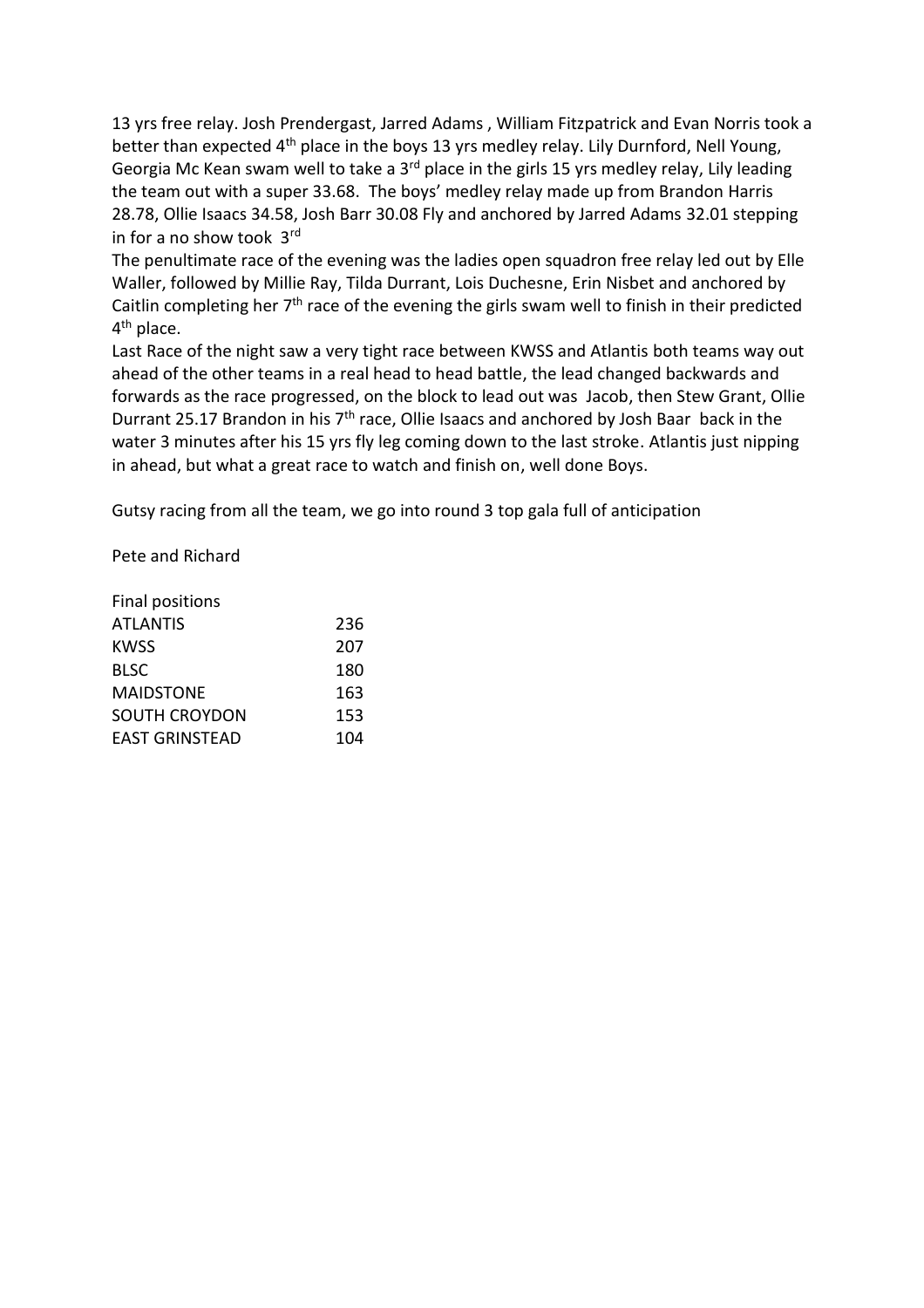13 yrs free relay. Josh Prendergast, Jarred Adams , William Fitzpatrick and Evan Norris took a better than expected 4th place in the boys 13 yrs medley relay. Lily Durnford, Nell Young, Georgia Mc Kean swam well to take a 3rd place in the girls 15 yrs medley relay, Lily leading the team out with a super 33.68. The boys' medley relay made up from Brandon Harris 28.78, Ollie Isaacs 34.58, Josh Barr 30.08 Fly and anchored by Jarred Adams 32.01 stepping in for a no show took 3rd

The penultimate race of the evening was the ladies open squadron free relay led out by Elle Waller, followed by Millie Ray, Tilda Durrant, Lois Duchesne, Erin Nisbet and anchored by Caitlin completing her 7th race of the evening the girls swam well to finish in their predicted 4th place.

Last Race of the night saw a very tight race between KWSS and Atlantis both teams way out ahead of the other teams in a real head to head battle, the lead changed backwards and forwards as the race progressed, on the block to lead out was Jacob, then Stew Grant, Ollie Durrant 25.17 Brandon in his 7th race, Ollie Isaacs and anchored by Josh Baar back in the water 3 minutes after his 15 yrs fly leg coming down to the last stroke. Atlantis just nipping in ahead, but what a great race to watch and finish on, well done Boys.

Gutsy racing from all the team, we go into round 3 top gala full of anticipation

Pete and Richard

| Final positions | |
|---|---|
| ATLANTIS | 236 |
| KWSS | 207 |
| BLSC | 180 |
| MAIDSTONE | 163 |
| SOUTH CROYDON | 153 |
| EAST GRINSTEAD | 104 |